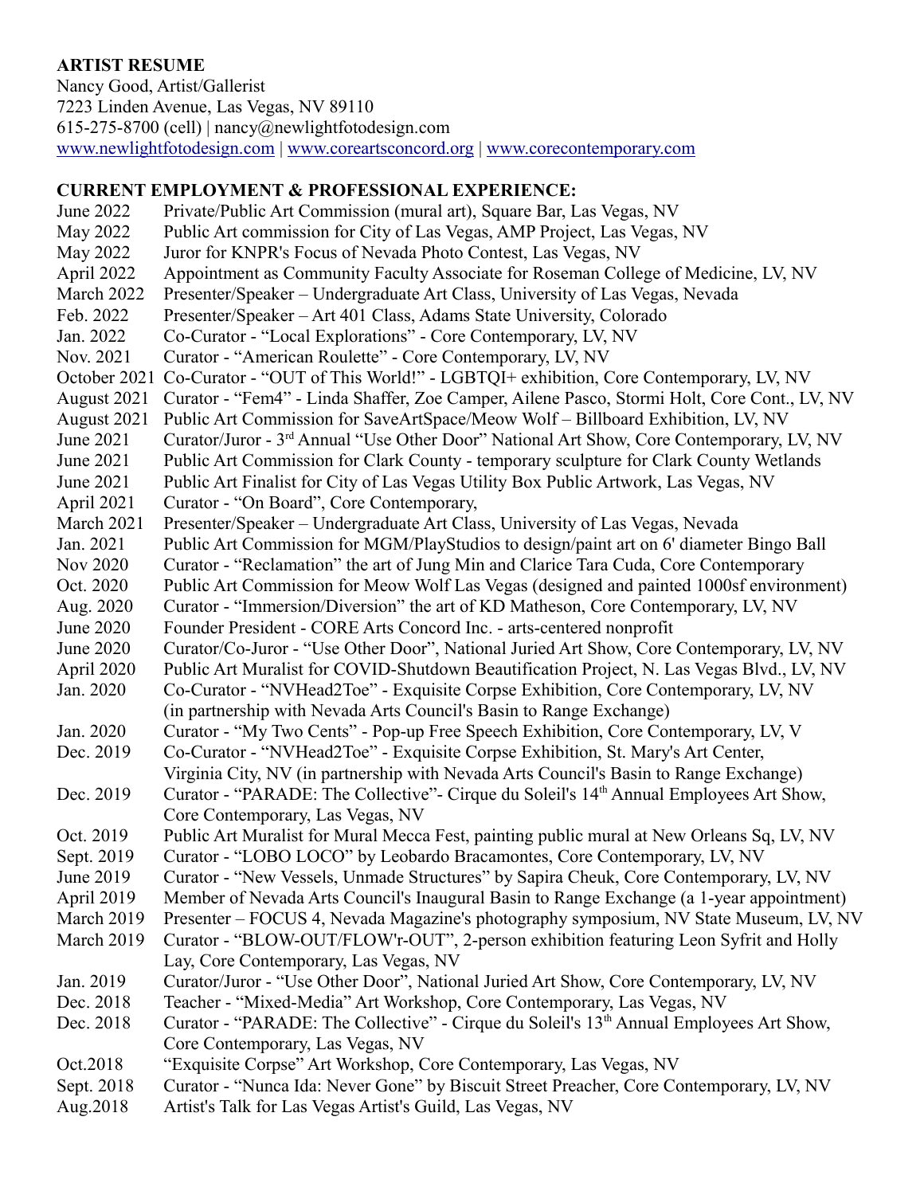**ARTIST RESUME**

Nancy Good, Artist/Gallerist
7223 Linden Avenue, Las Vegas, NV 89110
615-275-8700 (cell) | nancy@newlightfotodesign.com
www.newlightfotodesign.com | www.coreartsconcord.org | www.corecontemporary.com

**CURRENT EMPLOYMENT & PROFESSIONAL EXPERIENCE:**

| | |
|---|---|
| June 2022 | Private/Public Art Commission (mural art), Square Bar, Las Vegas, NV |
| May 2022 | Public Art commission for City of Las Vegas, AMP Project, Las Vegas, NV |
| May 2022 | Juror for KNPR's Focus of Nevada Photo Contest, Las Vegas, NV |
| April 2022 | Appointment as Community Faculty Associate for Roseman College of Medicine, LV, NV |
| March 2022 | Presenter/Speaker – Undergraduate Art Class, University of Las Vegas, Nevada |
| Feb. 2022 | Presenter/Speaker – Art 401 Class, Adams State University, Colorado |
| Jan. 2022 | Co-Curator - "Local Explorations" - Core Contemporary, LV, NV |
| Nov. 2021 | Curator - "American Roulette" - Core Contemporary, LV, NV |
| October 2021 | Co-Curator - "OUT of This World!" - LGBTQI+ exhibition, Core Contemporary, LV, NV |
| August 2021 | Curator - "Fem4" - Linda Shaffer, Zoe Camper, Ailene Pasco, Stormi Holt, Core Cont., LV, NV |
| August 2021 | Public Art Commission for SaveArtSpace/Meow Wolf – Billboard Exhibition, LV, NV |
| June 2021 | Curator/Juror - 3rd Annual "Use Other Door" National Art Show, Core Contemporary, LV, NV |
| June 2021 | Public Art Commission for Clark County - temporary sculpture for Clark County Wetlands |
| June 2021 | Public Art Finalist for City of Las Vegas Utility Box Public Artwork, Las Vegas, NV |
| April 2021 | Curator - "On Board", Core Contemporary, |
| March 2021 | Presenter/Speaker – Undergraduate Art Class, University of Las Vegas, Nevada |
| Jan. 2021 | Public Art Commission for MGM/PlayStudios to design/paint art on 6' diameter Bingo Ball |
| Nov 2020 | Curator - "Reclamation" the art of Jung Min and Clarice Tara Cuda, Core Contemporary |
| Oct. 2020 | Public Art Commission for Meow Wolf Las Vegas (designed and painted 1000sf environment) |
| Aug. 2020 | Curator - "Immersion/Diversion" the art of KD Matheson, Core Contemporary, LV, NV |
| June 2020 | Founder President - CORE Arts Concord Inc. - arts-centered nonprofit |
| June 2020 | Curator/Co-Juror - "Use Other Door", National Juried Art Show, Core Contemporary, LV, NV |
| April 2020 | Public Art Muralist for COVID-Shutdown Beautification Project, N. Las Vegas Blvd., LV, NV |
| Jan. 2020 | Co-Curator - "NVHead2Toe" - Exquisite Corpse Exhibition, Core Contemporary, LV, NV (in partnership with Nevada Arts Council's Basin to Range Exchange) |
| Jan. 2020 | Curator - "My Two Cents" - Pop-up Free Speech Exhibition, Core Contemporary, LV, V |
| Dec. 2019 | Co-Curator - "NVHead2Toe" - Exquisite Corpse Exhibition, St. Mary's Art Center, Virginia City, NV (in partnership with Nevada Arts Council's Basin to Range Exchange) |
| Dec. 2019 | Curator - "PARADE: The Collective"- Cirque du Soleil's 14th Annual Employees Art Show, Core Contemporary, Las Vegas, NV |
| Oct. 2019 | Public Art Muralist for Mural Mecca Fest, painting public mural at New Orleans Sq, LV, NV |
| Sept. 2019 | Curator - "LOBO LOCO" by Leobardo Bracamontes, Core Contemporary, LV, NV |
| June 2019 | Curator - "New Vessels, Unmade Structures" by Sapira Cheuk, Core Contemporary, LV, NV |
| April 2019 | Member of Nevada Arts Council's Inaugural Basin to Range Exchange (a 1-year appointment) |
| March 2019 | Presenter – FOCUS 4, Nevada Magazine's photography symposium, NV State Museum, LV, NV |
| March 2019 | Curator - "BLOW-OUT/FLOW'r-OUT", 2-person exhibition featuring Leon Syfrit and Holly Lay, Core Contemporary, Las Vegas, NV |
| Jan. 2019 | Curator/Juror - "Use Other Door", National Juried Art Show, Core Contemporary, LV, NV |
| Dec. 2018 | Teacher - "Mixed-Media" Art Workshop, Core Contemporary, Las Vegas, NV |
| Dec. 2018 | Curator - "PARADE: The Collective" - Cirque du Soleil's 13th Annual Employees Art Show, Core Contemporary, Las Vegas, NV |
| Oct.2018 | "Exquisite Corpse" Art Workshop, Core Contemporary, Las Vegas, NV |
| Sept. 2018 | Curator - "Nunca Ida: Never Gone" by Biscuit Street Preacher, Core Contemporary, LV, NV |
| Aug.2018 | Artist's Talk for Las Vegas Artist's Guild, Las Vegas, NV |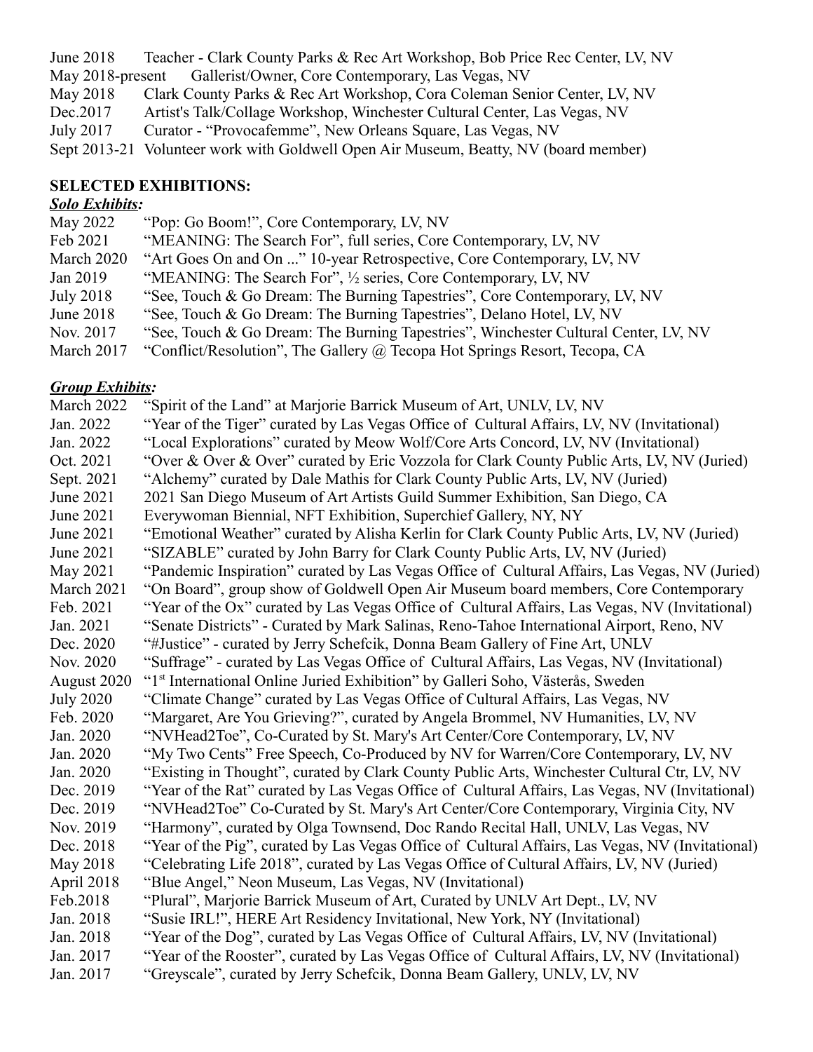June 2018 Teacher - Clark County Parks & Rec Art Workshop, Bob Price Rec Center, LV, NV
May 2018-present Gallerist/Owner, Core Contemporary, Las Vegas, NV
May 2018 Clark County Parks & Rec Art Workshop, Cora Coleman Senior Center, LV, NV
Dec.2017 Artist's Talk/Collage Workshop, Winchester Cultural Center, Las Vegas, NV
July 2017 Curator - "Provocafemme", New Orleans Square, Las Vegas, NV
Sept 2013-21 Volunteer work with Goldwell Open Air Museum, Beatty, NV (board member)

**SELECTED EXHIBITIONS:**

***Solo Exhibits:***

May 2022 "Pop: Go Boom!", Core Contemporary, LV, NV
Feb 2021 "MEANING: The Search For", full series, Core Contemporary, LV, NV
March 2020 "Art Goes On and On ..." 10-year Retrospective, Core Contemporary, LV, NV
Jan 2019 "MEANING: The Search For", ½ series, Core Contemporary, LV, NV
July 2018 "See, Touch & Go Dream: The Burning Tapestries", Core Contemporary, LV, NV
June 2018 "See, Touch & Go Dream: The Burning Tapestries", Delano Hotel, LV, NV
Nov. 2017 "See, Touch & Go Dream: The Burning Tapestries", Winchester Cultural Center, LV, NV
March 2017 "Conflict/Resolution", The Gallery @ Tecopa Hot Springs Resort, Tecopa, CA

***Group Exhibits:***

March 2022 "Spirit of the Land" at Marjorie Barrick Museum of Art, UNLV, LV, NV
Jan. 2022 "Year of the Tiger" curated by Las Vegas Office of Cultural Affairs, LV, NV (Invitational)
Jan. 2022 "Local Explorations" curated by Meow Wolf/Core Arts Concord, LV, NV (Invitational)
Oct. 2021 "Over & Over & Over" curated by Eric Vozzola for Clark County Public Arts, LV, NV (Juried)
Sept. 2021 "Alchemy" curated by Dale Mathis for Clark County Public Arts, LV, NV (Juried)
June 2021 2021 San Diego Museum of Art Artists Guild Summer Exhibition, San Diego, CA
June 2021 Everywoman Biennial, NFT Exhibition, Superchief Gallery, NY, NY
June 2021 "Emotional Weather" curated by Alisha Kerlin for Clark County Public Arts, LV, NV (Juried)
June 2021 "SIZABLE" curated by John Barry for Clark County Public Arts, LV, NV (Juried)
May 2021 "Pandemic Inspiration" curated by Las Vegas Office of Cultural Affairs, Las Vegas, NV (Juried)
March 2021 "On Board", group show of Goldwell Open Air Museum board members, Core Contemporary
Feb. 2021 "Year of the Ox" curated by Las Vegas Office of Cultural Affairs, Las Vegas, NV (Invitational)
Jan. 2021 "Senate Districts" - Curated by Mark Salinas, Reno-Tahoe International Airport, Reno, NV
Dec. 2020 "#Justice" - curated by Jerry Schefcik, Donna Beam Gallery of Fine Art, UNLV
Nov. 2020 "Suffrage" - curated by Las Vegas Office of Cultural Affairs, Las Vegas, NV (Invitational)
August 2020 "1st International Online Juried Exhibition" by Galleri Soho, Västerås, Sweden
July 2020 "Climate Change" curated by Las Vegas Office of Cultural Affairs, Las Vegas, NV
Feb. 2020 "Margaret, Are You Grieving?", curated by Angela Brommel, NV Humanities, LV, NV
Jan. 2020 "NVHead2Toe", Co-Curated by St. Mary's Art Center/Core Contemporary, LV, NV
Jan. 2020 "My Two Cents" Free Speech, Co-Produced by NV for Warren/Core Contemporary, LV, NV
Jan. 2020 "Existing in Thought", curated by Clark County Public Arts, Winchester Cultural Ctr, LV, NV
Dec. 2019 "Year of the Rat" curated by Las Vegas Office of Cultural Affairs, Las Vegas, NV (Invitational)
Dec. 2019 "NVHead2Toe" Co-Curated by St. Mary's Art Center/Core Contemporary, Virginia City, NV
Nov. 2019 "Harmony", curated by Olga Townsend, Doc Rando Recital Hall, UNLV, Las Vegas, NV
Dec. 2018 "Year of the Pig", curated by Las Vegas Office of Cultural Affairs, Las Vegas, NV (Invitational)
May 2018 "Celebrating Life 2018", curated by Las Vegas Office of Cultural Affairs, LV, NV (Juried)
April 2018 "Blue Angel," Neon Museum, Las Vegas, NV (Invitational)
Feb.2018 "Plural", Marjorie Barrick Museum of Art, Curated by UNLV Art Dept., LV, NV
Jan. 2018 "Susie IRL!", HERE Art Residency Invitational, New York, NY (Invitational)
Jan. 2018 "Year of the Dog", curated by Las Vegas Office of Cultural Affairs, LV, NV (Invitational)
Jan. 2017 "Year of the Rooster", curated by Las Vegas Office of Cultural Affairs, LV, NV (Invitational)
Jan. 2017 "Greyscale", curated by Jerry Schefcik, Donna Beam Gallery, UNLV, LV, NV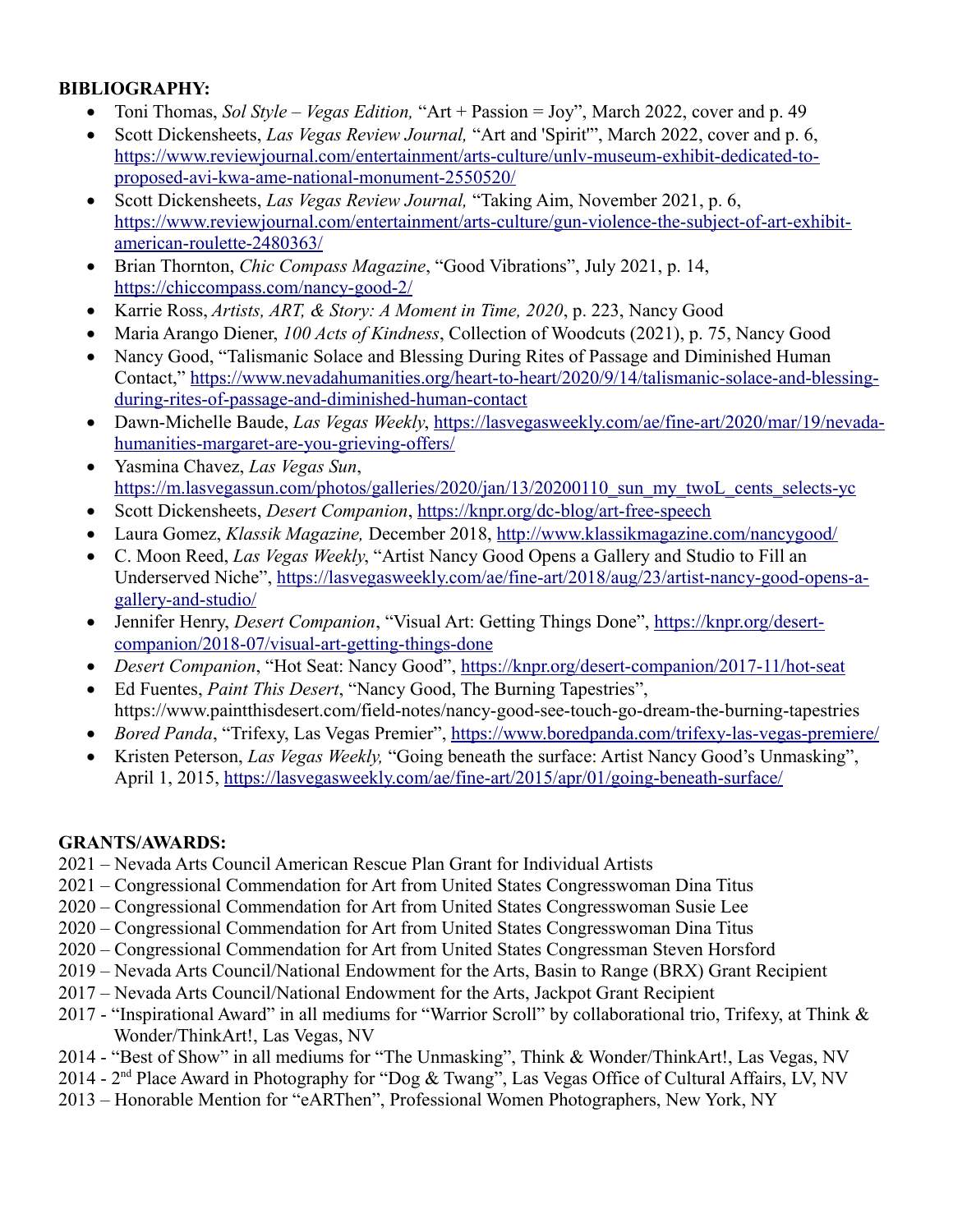**BIBLIOGRAPHY:**

- Toni Thomas, *Sol Style – Vegas Edition,* "Art + Passion = Joy", March 2022, cover and p. 49
- Scott Dickensheets, *Las Vegas Review Journal,* "Art and 'Spirit'", March 2022, cover and p. 6, https://www.reviewjournal.com/entertainment/arts-culture/unlv-museum-exhibit-dedicated-to-proposed-avi-kwa-ame-national-monument-2550520/
- Scott Dickensheets, *Las Vegas Review Journal,* "Taking Aim, November 2021, p. 6, https://www.reviewjournal.com/entertainment/arts-culture/gun-violence-the-subject-of-art-exhibit-american-roulette-2480363/
- Brian Thornton, *Chic Compass Magazine*, "Good Vibrations", July 2021, p. 14, https://chiccompass.com/nancy-good-2/
- Karrie Ross, *Artists, ART, & Story: A Moment in Time, 2020*, p. 223, Nancy Good
- Maria Arango Diener, *100 Acts of Kindness*, Collection of Woodcuts (2021), p. 75, Nancy Good
- Nancy Good, "Talismanic Solace and Blessing During Rites of Passage and Diminished Human Contact," https://www.nevadahumanities.org/heart-to-heart/2020/9/14/talismanic-solace-and-blessing-during-rites-of-passage-and-diminished-human-contact
- Dawn-Michelle Baude, *Las Vegas Weekly*, https://lasvegasweekly.com/ae/fine-art/2020/mar/19/nevada-humanities-margaret-are-you-grieving-offers/
- Yasmina Chavez, *Las Vegas Sun*, https://m.lasvegassun.com/photos/galleries/2020/jan/13/20200110_sun_my_twoL_cents_selects-yc
- Scott Dickensheets, *Desert Companion*, https://knpr.org/dc-blog/art-free-speech
- Laura Gomez, *Klassik Magazine,* December 2018, http://www.klassikmagazine.com/nancygood/
- C. Moon Reed, *Las Vegas Weekly*, "Artist Nancy Good Opens a Gallery and Studio to Fill an Underserved Niche", https://lasvegasweekly.com/ae/fine-art/2018/aug/23/artist-nancy-good-opens-a-gallery-and-studio/
- Jennifer Henry, *Desert Companion*, "Visual Art: Getting Things Done", https://knpr.org/desert-companion/2018-07/visual-art-getting-things-done
- *Desert Companion*, "Hot Seat: Nancy Good", https://knpr.org/desert-companion/2017-11/hot-seat
- Ed Fuentes, *Paint This Desert*, "Nancy Good, The Burning Tapestries", https://www.paintthisdesert.com/field-notes/nancy-good-see-touch-go-dream-the-burning-tapestries
- *Bored Panda*, "Trifexy, Las Vegas Premier", https://www.boredpanda.com/trifexy-las-vegas-premiere/
- Kristen Peterson, *Las Vegas Weekly,* "Going beneath the surface: Artist Nancy Good's Unmasking", April 1, 2015, https://lasvegasweekly.com/ae/fine-art/2015/apr/01/going-beneath-surface/

**GRANTS/AWARDS:**

2021 – Nevada Arts Council American Rescue Plan Grant for Individual Artists
2021 – Congressional Commendation for Art from United States Congresswoman Dina Titus
2020 – Congressional Commendation for Art from United States Congresswoman Susie Lee
2020 – Congressional Commendation for Art from United States Congresswoman Dina Titus
2020 – Congressional Commendation for Art from United States Congressman Steven Horsford
2019 – Nevada Arts Council/National Endowment for the Arts, Basin to Range (BRX) Grant Recipient
2017 – Nevada Arts Council/National Endowment for the Arts, Jackpot Grant Recipient
2017 - "Inspirational Award" in all mediums for "Warrior Scroll" by collaborational trio, Trifexy, at Think & Wonder/ThinkArt!, Las Vegas, NV
2014 - "Best of Show" in all mediums for "The Unmasking", Think & Wonder/ThinkArt!, Las Vegas, NV
2014 - 2nd Place Award in Photography for "Dog & Twang", Las Vegas Office of Cultural Affairs, LV, NV
2013 – Honorable Mention for "eARThen", Professional Women Photographers, New York, NY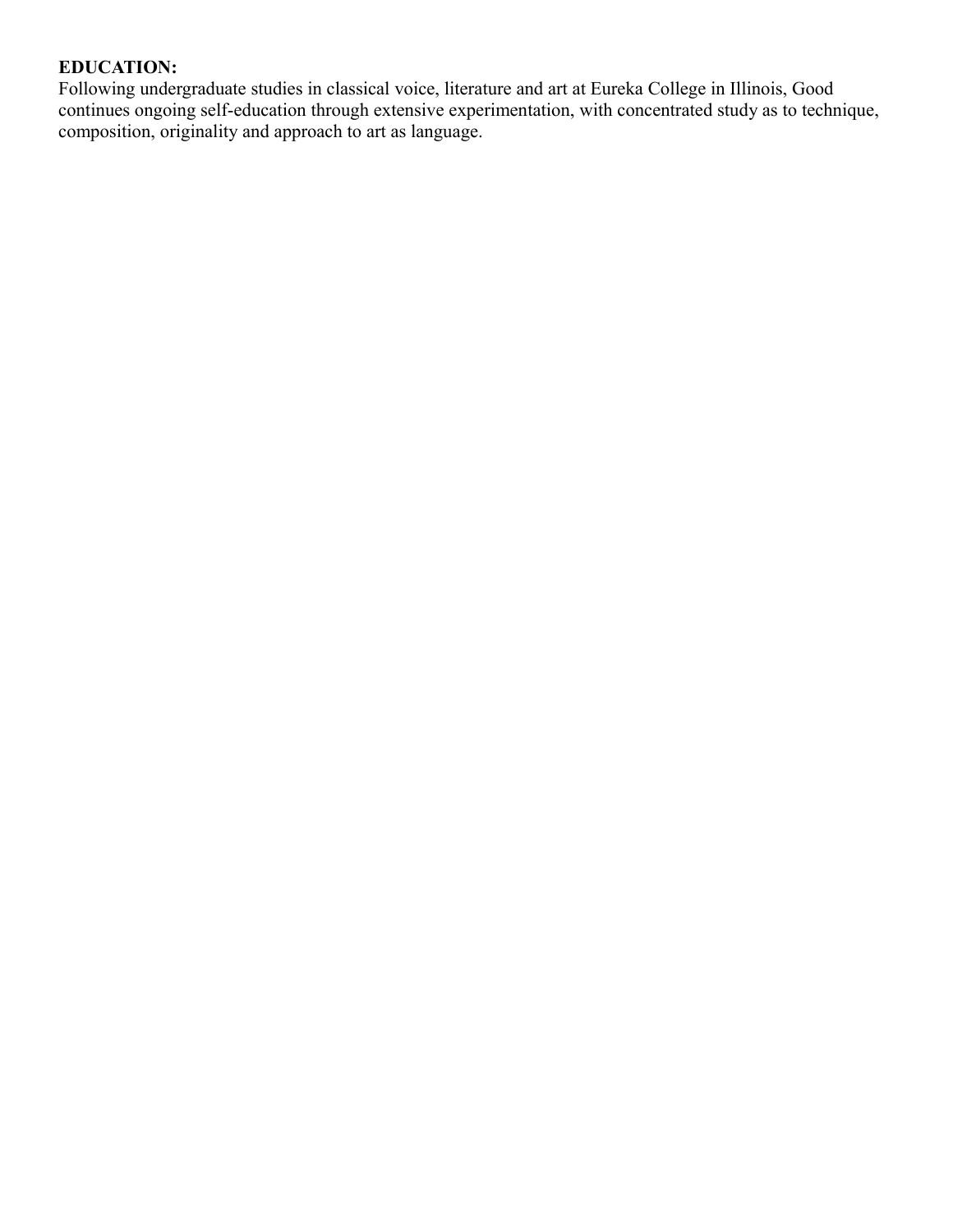**EDUCATION:**

Following undergraduate studies in classical voice, literature and art at Eureka College in Illinois, Good continues ongoing self-education through extensive experimentation, with concentrated study as to technique, composition, originality and approach to art as language.